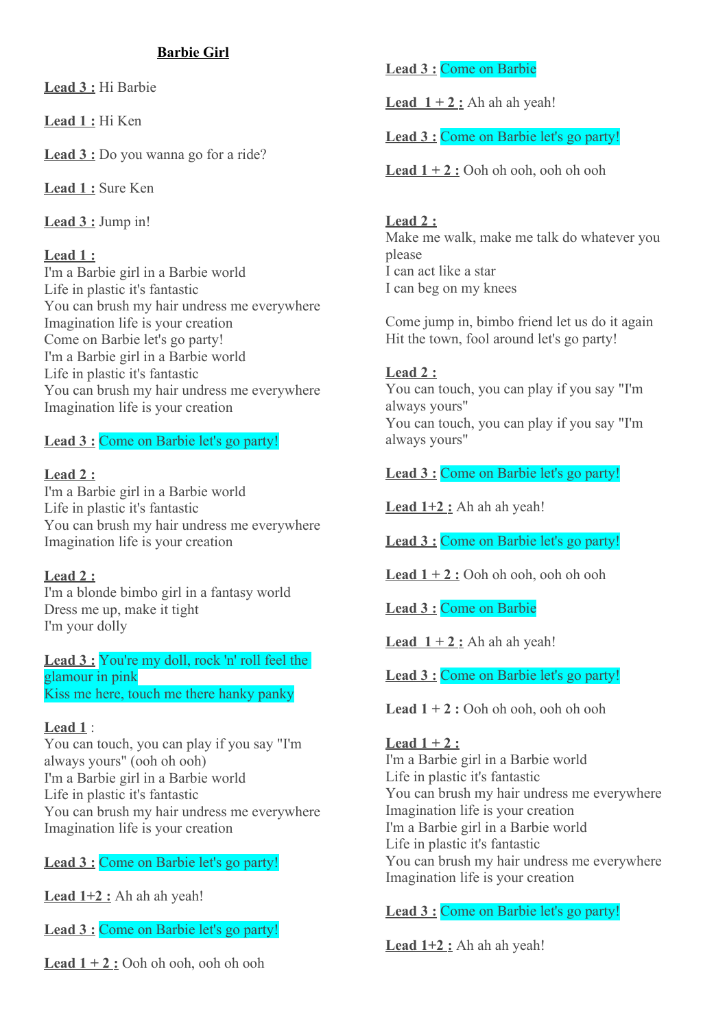# Barbie Girl

**Lead 3 :** Hi Barbie

**Lead 1 :** Hi Ken

**Lead 3 :** Do you wanna go for a ride?

**Lead 1 :** Sure Ken

**Lead 3 :** Jump in!

**Lead 1 :**
I'm a Barbie girl in a Barbie world
Life in plastic it's fantastic
You can brush my hair undress me everywhere
Imagination life is your creation
Come on Barbie let's go party!
I'm a Barbie girl in a Barbie world
Life in plastic it's fantastic
You can brush my hair undress me everywhere
Imagination life is your creation

**Lead 3 :** Come on Barbie let's go party!

**Lead 2 :**
I'm a Barbie girl in a Barbie world
Life in plastic it's fantastic
You can brush my hair undress me everywhere
Imagination life is your creation

**Lead 2 :**
I'm a blonde bimbo girl in a fantasy world
Dress me up, make it tight
I'm your dolly

**Lead 3 :** You're my doll, rock 'n' roll feel the glamour in pink
Kiss me here, touch me there hanky panky

**Lead 1 :**
You can touch, you can play if you say "I'm always yours" (ooh oh ooh)
I'm a Barbie girl in a Barbie world
Life in plastic it's fantastic
You can brush my hair undress me everywhere
Imagination life is your creation

**Lead 3 :** Come on Barbie let's go party!

**Lead 1+2 :** Ah ah ah yeah!

**Lead 3 :** Come on Barbie let's go party!

**Lead 1 + 2 :** Ooh oh ooh, ooh oh ooh

**Lead 3 :** Come on Barbie

**Lead 1 + 2 :** Ah ah ah yeah!

**Lead 3 :** Come on Barbie let's go party!

**Lead 1 + 2 :** Ooh oh ooh, ooh oh ooh

**Lead 2 :**
Make me walk, make me talk do whatever you please
I can act like a star
I can beg on my knees

Come jump in, bimbo friend let us do it again
Hit the town, fool around let's go party!

**Lead 2 :**
You can touch, you can play if you say "I'm always yours"
You can touch, you can play if you say "I'm always yours"

**Lead 3 :** Come on Barbie let's go party!

**Lead 1+2 :** Ah ah ah yeah!

**Lead 3 :** Come on Barbie let's go party!

**Lead 1 + 2 :** Ooh oh ooh, ooh oh ooh

**Lead 3 :** Come on Barbie

**Lead 1 + 2 :** Ah ah ah yeah!

**Lead 3 :** Come on Barbie let's go party!

**Lead 1 + 2 :** Ooh oh ooh, ooh oh ooh

**Lead 1 + 2 :**
I'm a Barbie girl in a Barbie world
Life in plastic it's fantastic
You can brush my hair undress me everywhere
Imagination life is your creation
I'm a Barbie girl in a Barbie world
Life in plastic it's fantastic
You can brush my hair undress me everywhere
Imagination life is your creation

**Lead 3 :** Come on Barbie let's go party!

**Lead 1+2 :** Ah ah ah yeah!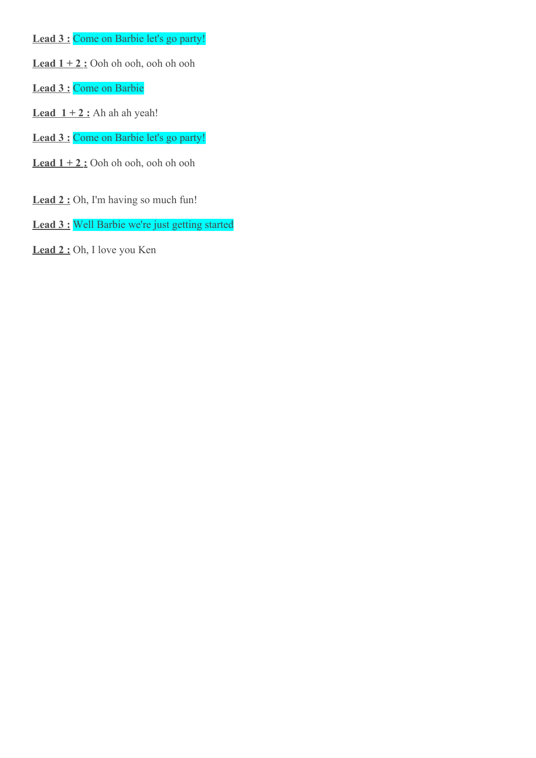**Lead 3 :** Come on Barbie let's go party!

**Lead 1 + 2 :** Ooh oh ooh, ooh oh ooh

**Lead 3 :** Come on Barbie

**Lead 1 + 2 :** Ah ah ah yeah!

**Lead 3 :** Come on Barbie let's go party!

**Lead 1 + 2 :** Ooh oh ooh, ooh oh ooh

**Lead 2 :** Oh, I'm having so much fun!

**Lead 3 :** Well Barbie we're just getting started

**Lead 2 :** Oh, I love you Ken